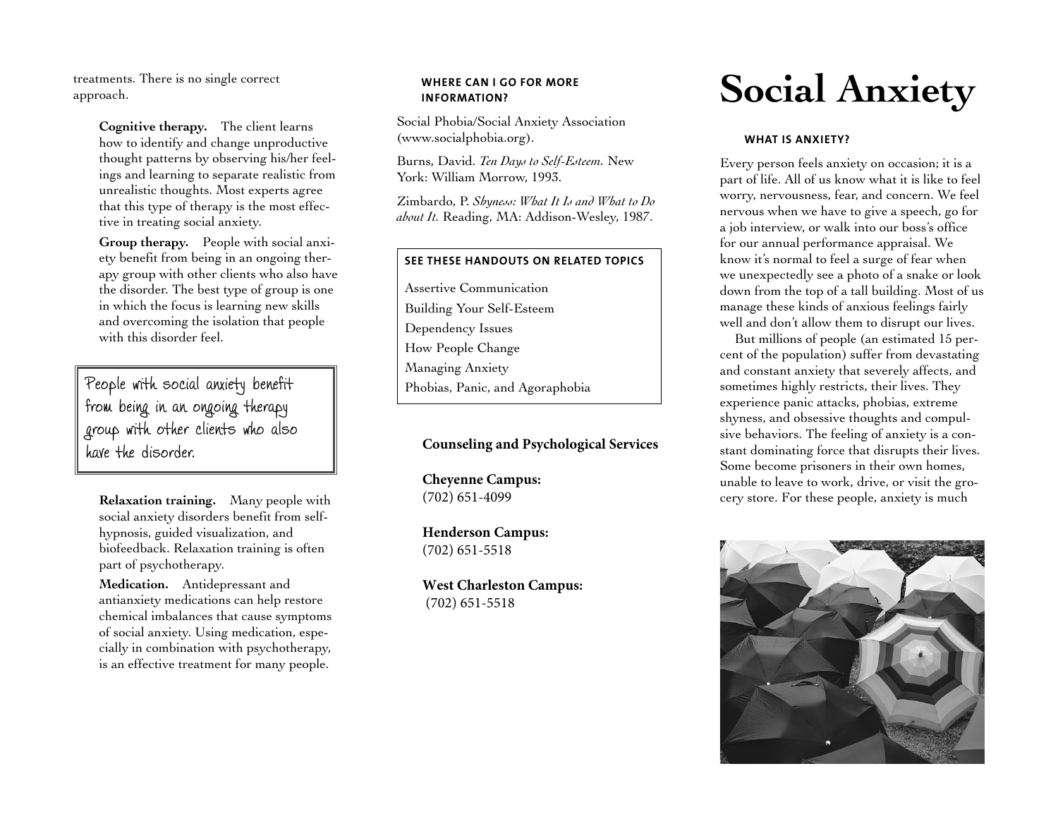treatments. There is no single correct approach.

**Cognitive therapy.** The client learns how to identify and change unproductive thought patterns by observing his/her feelings and learning to separate realistic from unrealistic thoughts. Most experts agree that this type of therapy is the most effective in treating social anxiety.

**Group therapy.** People with social anxiety benefit from being in an ongoing therapy group with other clients who also have the disorder. The best type of group is one in which the focus is learning new skills and overcoming the isolation that people with this disorder feel.

> People with social anxiety benefit from being in an ongoing therapy group with other clients who also have the disorder.

**Relaxation training.** Many people with social anxiety disorders benefit from self-hypnosis, guided visualization, and biofeedback. Relaxation training is often part of psychotherapy.

**Medication.** Antidepressant and antianxiety medications can help restore chemical imbalances that cause symptoms of social anxiety. Using medication, especially in combination with psychotherapy, is an effective treatment for many people.

### WHERE CAN I GO FOR MORE INFORMATION?

Social Phobia/Social Anxiety Association (www.socialphobia.org).

Burns, David. *Ten Days to Self-Esteem.* New York: William Morrow, 1993.

Zimbardo, P. *Shyness: What It Is and What to Do about It.* Reading, MA: Addison-Wesley, 1987.

### SEE THESE HANDOUTS ON RELATED TOPICS

- Assertive Communication
- Building Your Self-Esteem
- Dependency Issues
- How People Change
- Managing Anxiety
- Phobias, Panic, and Agoraphobia

**Counseling and Psychological Services**

**Cheyenne Campus:**
(702) 651-4099

**Henderson Campus:**
(702) 651-5518

**West Charleston Campus:**
(702) 651-5518

# Social Anxiety

### WHAT IS ANXIETY?

Every person feels anxiety on occasion; it is a part of life. All of us know what it is like to feel worry, nervousness, fear, and concern. We feel nervous when we have to give a speech, go for a job interview, or walk into our boss's office for our annual performance appraisal. We know it's normal to feel a surge of fear when we unexpectedly see a photo of a snake or look down from the top of a tall building. Most of us manage these kinds of anxious feelings fairly well and don't allow them to disrupt our lives.

But millions of people (an estimated 15 percent of the population) suffer from devastating and constant anxiety that severely affects, and sometimes highly restricts, their lives. They experience panic attacks, phobias, extreme shyness, and obsessive thoughts and compulsive behaviors. The feeling of anxiety is a constant dominating force that disrupts their lives. Some become prisoners in their own homes, unable to leave to work, drive, or visit the grocery store. For these people, anxiety is much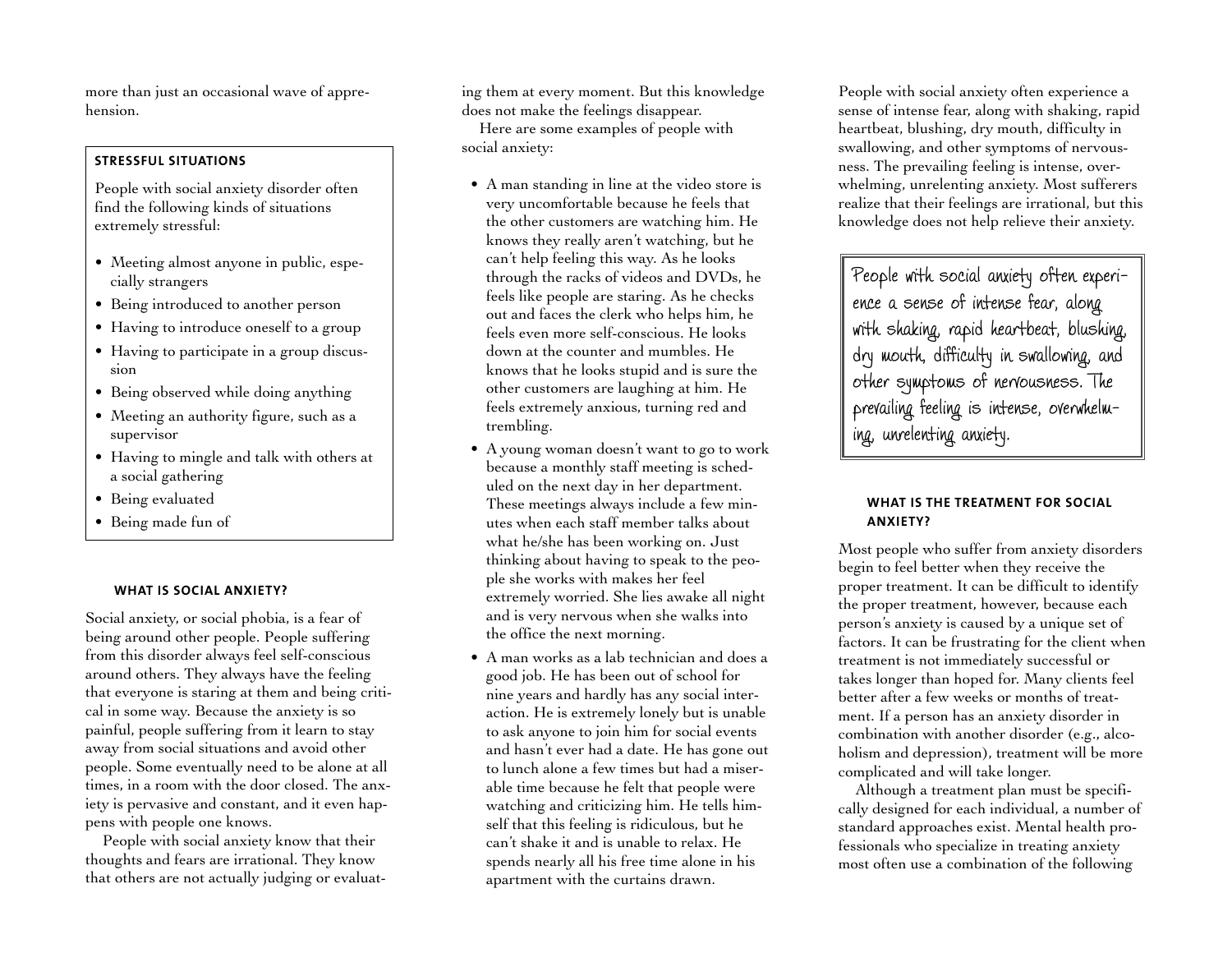more than just an occasional wave of apprehension.

> **STRESSFUL SITUATIONS**
>
> People with social anxiety disorder often find the following kinds of situations extremely stressful:
>
> - Meeting almost anyone in public, especially strangers
> - Being introduced to another person
> - Having to introduce oneself to a group
> - Having to participate in a group discussion
> - Being observed while doing anything
> - Meeting an authority figure, such as a supervisor
> - Having to mingle and talk with others at a social gathering
> - Being evaluated
> - Being made fun of

### WHAT IS SOCIAL ANXIETY?

Social anxiety, or social phobia, is a fear of being around other people. People suffering from this disorder always feel self-conscious around others. They always have the feeling that everyone is staring at them and being critical in some way. Because the anxiety is so painful, people suffering from it learn to stay away from social situations and avoid other people. Some eventually need to be alone at all times, in a room with the door closed. The anxiety is pervasive and constant, and it even happens with people one knows.

People with social anxiety know that their thoughts and fears are irrational. They know that others are not actually judging or evaluating them at every moment. But this knowledge does not make the feelings disappear.

Here are some examples of people with social anxiety:

- A man standing in line at the video store is very uncomfortable because he feels that the other customers are watching him. He knows they really aren't watching, but he can't help feeling this way. As he looks through the racks of videos and DVDs, he feels like people are staring. As he checks out and faces the clerk who helps him, he feels even more self-conscious. He looks down at the counter and mumbles. He knows that he looks stupid and is sure the other customers are laughing at him. He feels extremely anxious, turning red and trembling.
- A young woman doesn't want to go to work because a monthly staff meeting is scheduled on the next day in her department. These meetings always include a few minutes when each staff member talks about what he/she has been working on. Just thinking about having to speak to the people she works with makes her feel extremely worried. She lies awake all night and is very nervous when she walks into the office the next morning.
- A man works as a lab technician and does a good job. He has been out of school for nine years and hardly has any social interaction. He is extremely lonely but is unable to ask anyone to join him for social events and hasn't ever had a date. He has gone out to lunch alone a few times but had a miserable time because he felt that people were watching and criticizing him. He tells himself that this feeling is ridiculous, but he can't shake it and is unable to relax. He spends nearly all his free time alone in his apartment with the curtains drawn.

People with social anxiety often experience a sense of intense fear, along with shaking, rapid heartbeat, blushing, dry mouth, difficulty in swallowing, and other symptoms of nervousness. The prevailing feeling is intense, overwhelming, unrelenting anxiety. Most sufferers realize that their feelings are irrational, but this knowledge does not help relieve their anxiety.

> People with social anxiety often experience a sense of intense fear, along with shaking, rapid heartbeat, blushing, dry mouth, difficulty in swallowing, and other symptoms of nervousness. The prevailing feeling is intense, overwhelming, unrelenting anxiety.

### WHAT IS THE TREATMENT FOR SOCIAL ANXIETY?

Most people who suffer from anxiety disorders begin to feel better when they receive the proper treatment. It can be difficult to identify the proper treatment, however, because each person's anxiety is caused by a unique set of factors. It can be frustrating for the client when treatment is not immediately successful or takes longer than hoped for. Many clients feel better after a few weeks or months of treatment. If a person has an anxiety disorder in combination with another disorder (e.g., alcoholism and depression), treatment will be more complicated and will take longer.

Although a treatment plan must be specifically designed for each individual, a number of standard approaches exist. Mental health professionals who specialize in treating anxiety most often use a combination of the following